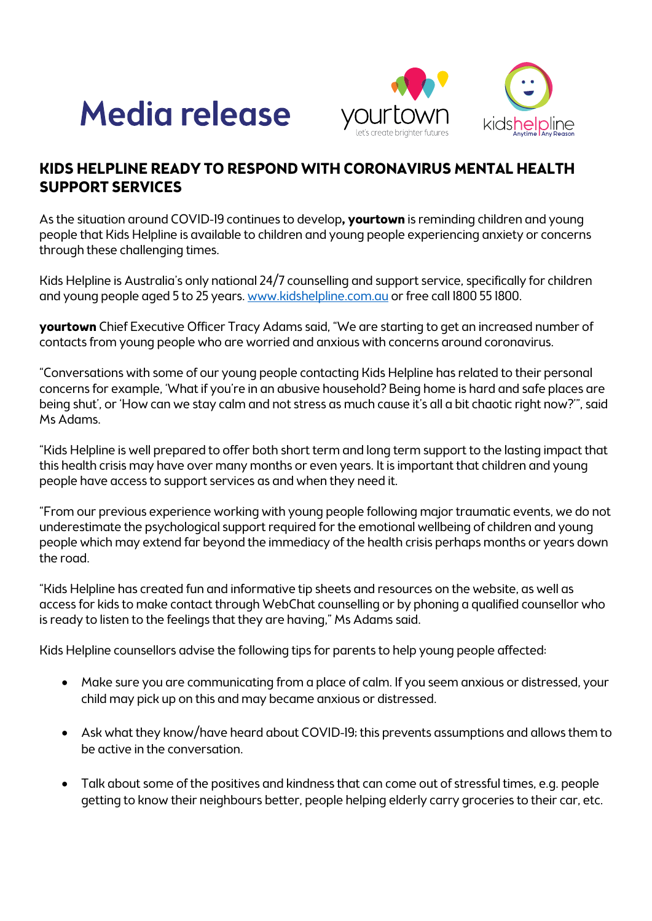# Media release

## KIDS HELPLINE READY TO RESPOND WITH CORONAVIRUS MENTAL HEALTH SUPPORT SERVICES

As the situation around COVID-19 continues to develop**, yourtown** is reminding children and young people that Kids Helpline is available to children and young people experiencing anxiety or concerns through these challenging times.

Kids Helpline is Australia's only national 24/7 counselling and support service, specifically for children and young people aged 5 to 25 years. [www.kidshelpline.com.au](http://www.kidshelpline.com.au) or free call 1800 55 1800.

**yourtown** Chief Executive Officer Tracy Adams said, "We are starting to get an increased number of contacts from young people who are worried and anxious with concerns around coronavirus.

"Conversations with some of our young people contacting Kids Helpline has related to their personal concerns for example, 'What if you're in an abusive household? Being home is hard and safe places are being shut', or 'How can we stay calm and not stress as much cause it's all a bit chaotic right now?'", said Ms Adams.

"Kids Helpline is well prepared to offer both short term and long term support to the lasting impact that this health crisis may have over many months or even years. It is important that children and young people have access to support services as and when they need it.

"From our previous experience working with young people following major traumatic events, we do not underestimate the psychological support required for the emotional wellbeing of children and young people which may extend far beyond the immediacy of the health crisis perhaps months or years down the road.

"Kids Helpline has created fun and informative tip sheets and resources on the website, as well as access for kids to make contact through WebChat counselling or by phoning a qualified counsellor who is ready to listen to the feelings that they are having," Ms Adams said.

Kids Helpline counsellors advise the following tips for parents to help young people affected:

- Make sure you are communicating from a place of calm. If you seem anxious or distressed, your child may pick up on this and may became anxious or distressed.
- Ask what they know/have heard about COVID-19; this prevents assumptions and allows them to be active in the conversation.
- Talk about some of the positives and kindness that can come out of stressful times, e.g. people getting to know their neighbours better, people helping elderly carry groceries to their car, etc.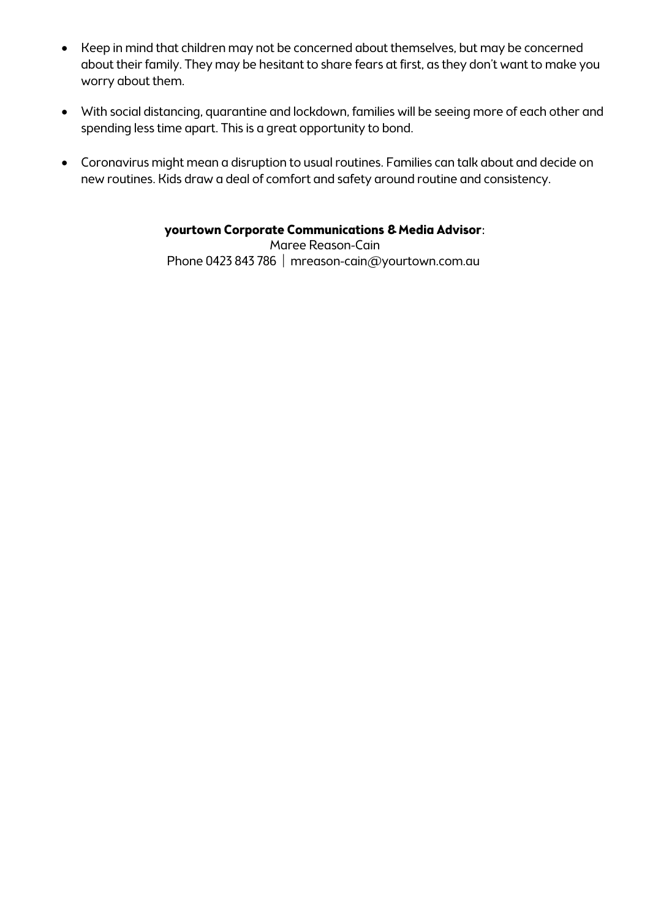- Keep in mind that children may not be concerned about themselves, but may be concerned about their family. They may be hesitant to share fears at first, as they don't want to make you worry about them.

- With social distancing, quarantine and lockdown, families will be seeing more of each other and spending less time apart. This is a great opportunity to bond.

- Coronavirus might mean a disruption to usual routines. Families can talk about and decide on new routines. Kids draw a deal of comfort and safety around routine and consistency.

**yourtown Corporate Communications & Media Advisor**:
Maree Reason-Cain
Phone 0423 843 786 | mreason-cain@yourtown.com.au